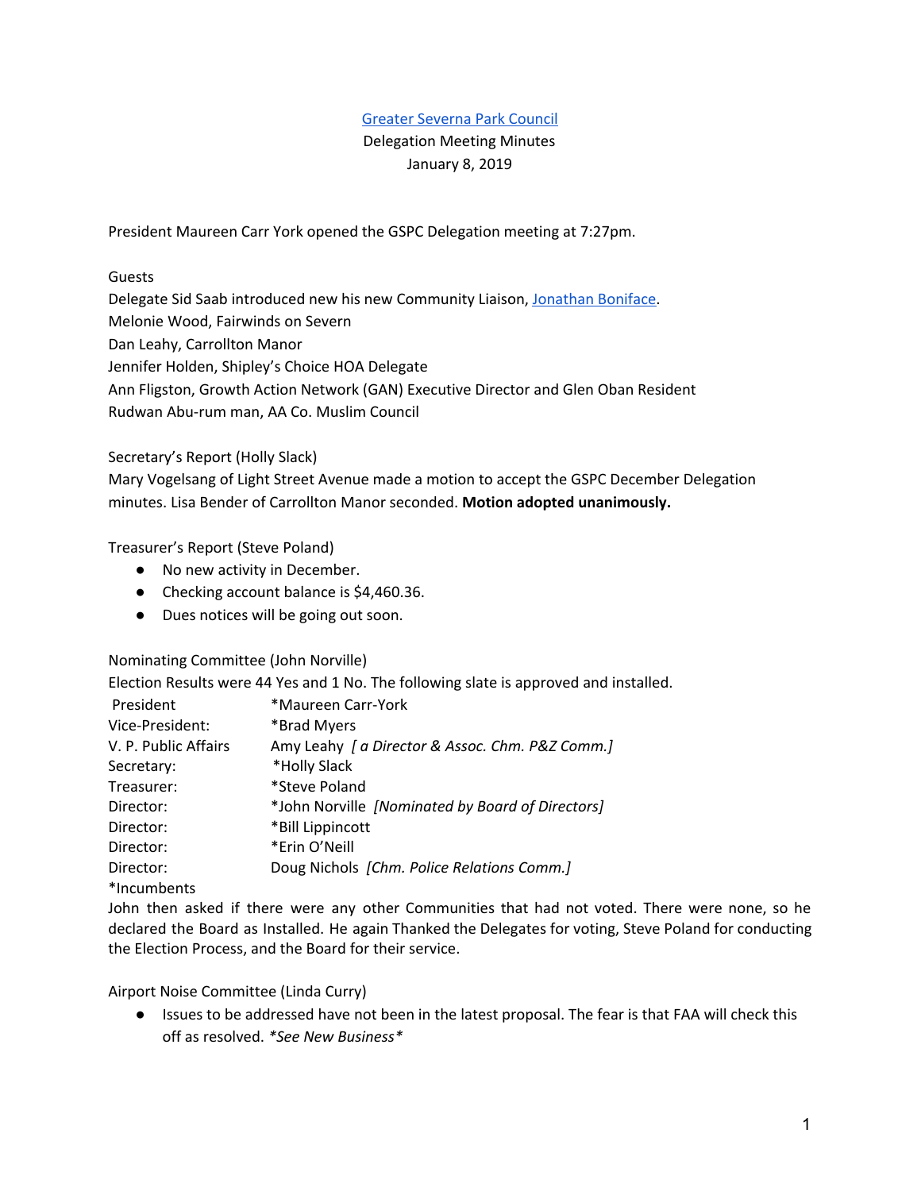Greater Severna Park Council
Delegation Meeting Minutes
January 8, 2019

President Maureen Carr York opened the GSPC Delegation meeting at 7:27pm.

Guests
Delegate Sid Saab introduced new his new Community Liaison, Jonathan Boniface.
Melonie Wood, Fairwinds on Severn
Dan Leahy, Carrollton Manor
Jennifer Holden, Shipley's Choice HOA Delegate
Ann Fligston, Growth Action Network (GAN) Executive Director and Glen Oban Resident
Rudwan Abu-rum man, AA Co. Muslim Council

Secretary's Report (Holly Slack)
Mary Vogelsang of Light Street Avenue made a motion to accept the GSPC December Delegation minutes. Lisa Bender of Carrollton Manor seconded. **Motion adopted unanimously.**

Treasurer's Report (Steve Poland)

- No new activity in December.
- Checking account balance is $4,460.36.
- Dues notices will be going out soon.

Nominating Committee (John Norville)
Election Results were 44 Yes and 1 No. The following slate is approved and installed.

| | |
|---|---|
| President | *Maureen Carr-York |
| Vice-President: | *Brad Myers |
| V. P. Public Affairs | Amy Leahy *[ a Director & Assoc. Chm. P&Z Comm.]* |
| Secretary: | *Holly Slack |
| Treasurer: | *Steve Poland |
| Director: | *John Norville *[Nominated by Board of Directors]* |
| Director: | *Bill Lippincott |
| Director: | *Erin O'Neill |
| Director: | Doug Nichols *[Chm. Police Relations Comm.]* |

*Incumbents

John then asked if there were any other Communities that had not voted. There were none, so he declared the Board as Installed. He again Thanked the Delegates for voting, Steve Poland for conducting the Election Process, and the Board for their service.

Airport Noise Committee (Linda Curry)

- Issues to be addressed have not been in the latest proposal. The fear is that FAA will check this off as resolved. *\*See New Business\**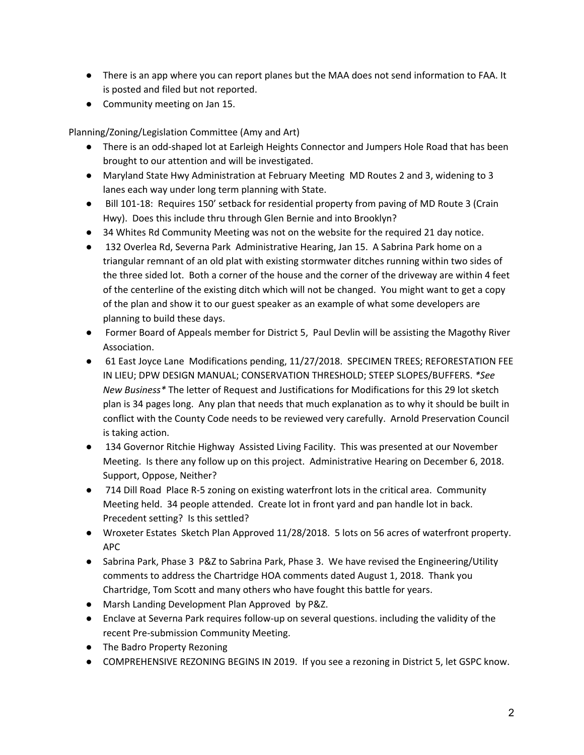- There is an app where you can report planes but the MAA does not send information to FAA. It is posted and filed but not reported.
- Community meeting on Jan 15.

Planning/Zoning/Legislation Committee (Amy and Art)

- There is an odd-shaped lot at Earleigh Heights Connector and Jumpers Hole Road that has been brought to our attention and will be investigated.
- Maryland State Hwy Administration at February Meeting MD Routes 2 and 3, widening to 3 lanes each way under long term planning with State.
- Bill 101-18: Requires 150' setback for residential property from paving of MD Route 3 (Crain Hwy). Does this include thru through Glen Bernie and into Brooklyn?
- 34 Whites Rd Community Meeting was not on the website for the required 21 day notice.
- 132 Overlea Rd, Severna Park Administrative Hearing, Jan 15. A Sabrina Park home on a triangular remnant of an old plat with existing stormwater ditches running within two sides of the three sided lot. Both a corner of the house and the corner of the driveway are within 4 feet of the centerline of the existing ditch which will not be changed. You might want to get a copy of the plan and show it to our guest speaker as an example of what some developers are planning to build these days.
- Former Board of Appeals member for District 5, Paul Devlin will be assisting the Magothy River Association.
- 61 East Joyce Lane Modifications pending, 11/27/2018. SPECIMEN TREES; REFORESTATION FEE IN LIEU; DPW DESIGN MANUAL; CONSERVATION THRESHOLD; STEEP SLOPES/BUFFERS. *\*See New Business\** The letter of Request and Justifications for Modifications for this 29 lot sketch plan is 34 pages long. Any plan that needs that much explanation as to why it should be built in conflict with the County Code needs to be reviewed very carefully. Arnold Preservation Council is taking action.
- 134 Governor Ritchie Highway Assisted Living Facility. This was presented at our November Meeting. Is there any follow up on this project. Administrative Hearing on December 6, 2018. Support, Oppose, Neither?
- 714 Dill Road Place R-5 zoning on existing waterfront lots in the critical area. Community Meeting held. 34 people attended. Create lot in front yard and pan handle lot in back. Precedent setting? Is this settled?
- Wroxeter Estates Sketch Plan Approved 11/28/2018. 5 lots on 56 acres of waterfront property. APC
- Sabrina Park, Phase 3 P&Z to Sabrina Park, Phase 3. We have revised the Engineering/Utility comments to address the Chartridge HOA comments dated August 1, 2018. Thank you Chartridge, Tom Scott and many others who have fought this battle for years.
- Marsh Landing Development Plan Approved by P&Z.
- Enclave at Severna Park requires follow-up on several questions. including the validity of the recent Pre-submission Community Meeting.
- The Badro Property Rezoning
- COMPREHENSIVE REZONING BEGINS IN 2019. If you see a rezoning in District 5, let GSPC know.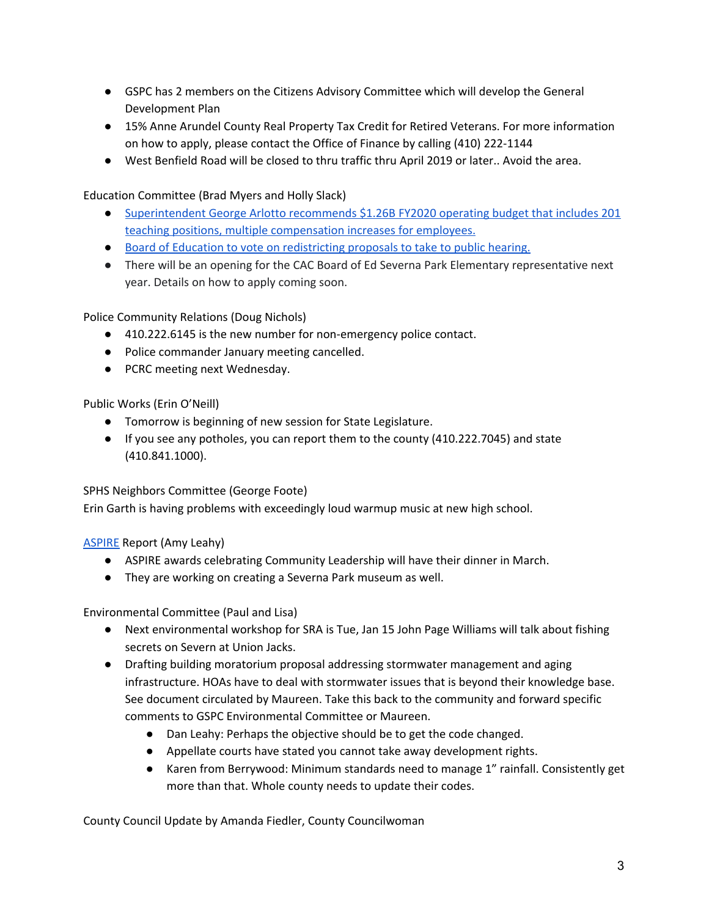- GSPC has 2 members on the Citizens Advisory Committee which will develop the General Development Plan
- 15% Anne Arundel County Real Property Tax Credit for Retired Veterans. For more information on how to apply, please contact the Office of Finance by calling (410) 222-1144
- West Benfield Road will be closed to thru traffic thru April 2019 or later.. Avoid the area.

Education Committee (Brad Myers and Holly Slack)

- Superintendent George Arlotto recommends $1.26B FY2020 operating budget that includes 201 teaching positions, multiple compensation increases for employees.
- Board of Education to vote on redistricting proposals to take to public hearing.
- There will be an opening for the CAC Board of Ed Severna Park Elementary representative next year. Details on how to apply coming soon.

Police Community Relations (Doug Nichols)

- 410.222.6145 is the new number for non-emergency police contact.
- Police commander January meeting cancelled.
- PCRC meeting next Wednesday.

Public Works (Erin O'Neill)

- Tomorrow is beginning of new session for State Legislature.
- If you see any potholes, you can report them to the county (410.222.7045) and state (410.841.1000).

SPHS Neighbors Committee (George Foote)

Erin Garth is having problems with exceedingly loud warmup music at new high school.

ASPIRE Report (Amy Leahy)

- ASPIRE awards celebrating Community Leadership will have their dinner in March.
- They are working on creating a Severna Park museum as well.

Environmental Committee (Paul and Lisa)

- Next environmental workshop for SRA is Tue, Jan 15 John Page Williams will talk about fishing secrets on Severn at Union Jacks.
- Drafting building moratorium proposal addressing stormwater management and aging infrastructure. HOAs have to deal with stormwater issues that is beyond their knowledge base. See document circulated by Maureen. Take this back to the community and forward specific comments to GSPC Environmental Committee or Maureen.
    - Dan Leahy: Perhaps the objective should be to get the code changed.
    - Appellate courts have stated you cannot take away development rights.
    - Karen from Berrywood: Minimum standards need to manage 1" rainfall. Consistently get more than that. Whole county needs to update their codes.

County Council Update by Amanda Fiedler, County Councilwoman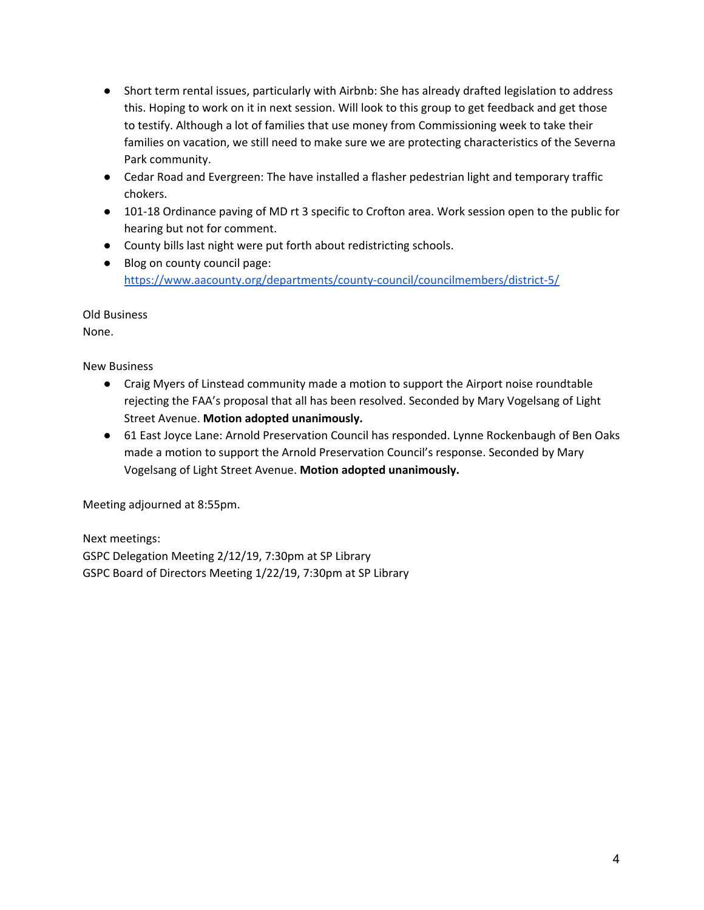- Short term rental issues, particularly with Airbnb: She has already drafted legislation to address this. Hoping to work on it in next session. Will look to this group to get feedback and get those to testify. Although a lot of families that use money from Commissioning week to take their families on vacation, we still need to make sure we are protecting characteristics of the Severna Park community.
- Cedar Road and Evergreen: The have installed a flasher pedestrian light and temporary traffic chokers.
- 101-18 Ordinance paving of MD rt 3 specific to Crofton area. Work session open to the public for hearing but not for comment.
- County bills last night were put forth about redistricting schools.
- Blog on county council page: [https://www.aacounty.org/departments/county-council/councilmembers/district-5/](https://www.aacounty.org/departments/county-council/councilmembers/district-5/)

Old Business
None.

New Business

- Craig Myers of Linstead community made a motion to support the Airport noise roundtable rejecting the FAA's proposal that all has been resolved. Seconded by Mary Vogelsang of Light Street Avenue. **Motion adopted unanimously.**
- 61 East Joyce Lane: Arnold Preservation Council has responded. Lynne Rockenbaugh of Ben Oaks made a motion to support the Arnold Preservation Council's response. Seconded by Mary Vogelsang of Light Street Avenue. **Motion adopted unanimously.**

Meeting adjourned at 8:55pm.

Next meetings:
GSPC Delegation Meeting 2/12/19, 7:30pm at SP Library
GSPC Board of Directors Meeting 1/22/19, 7:30pm at SP Library